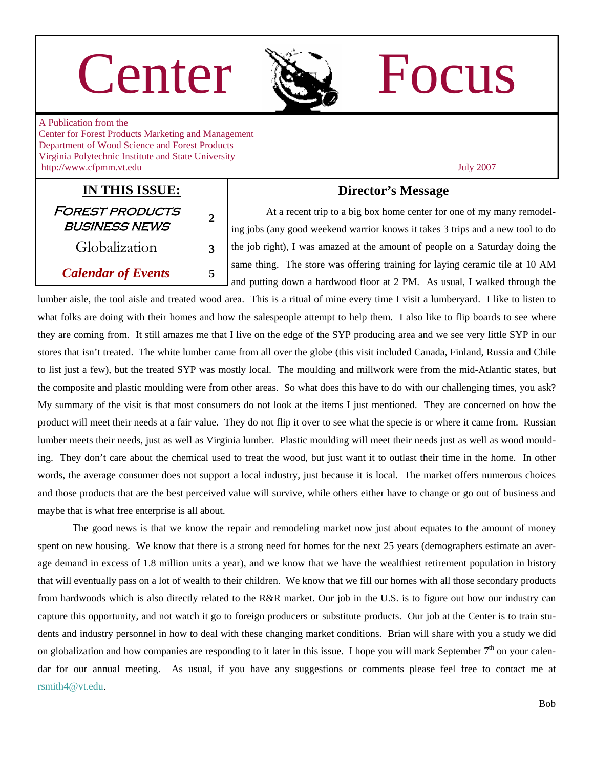# Center Focus

A Publication from the
Center for Forest Products Marketing and Management
Department of Wood Science and Forest Products
Virginia Polytechnic Institute and State University
http://www.cfpmm.vt.edu

July 2007

## IN THIS ISSUE:

| | |
|---|---|
| Forest Products Business News | 2 |
| Globalization | 3 |
| *Calendar of Events* | 5 |

## Director's Message

At a recent trip to a big box home center for one of my many remodeling jobs (any good weekend warrior knows it takes 3 trips and a new tool to do the job right), I was amazed at the amount of people on a Saturday doing the same thing. The store was offering training for laying ceramic tile at 10 AM and putting down a hardwood floor at 2 PM. As usual, I walked through the lumber aisle, the tool aisle and treated wood area. This is a ritual of mine every time I visit a lumberyard. I like to listen to what folks are doing with their homes and how the salespeople attempt to help them. I also like to flip boards to see where they are coming from. It still amazes me that I live on the edge of the SYP producing area and we see very little SYP in our stores that isn't treated. The white lumber came from all over the globe (this visit included Canada, Finland, Russia and Chile to list just a few), but the treated SYP was mostly local. The moulding and millwork were from the mid-Atlantic states, but the composite and plastic moulding were from other areas. So what does this have to do with our challenging times, you ask? My summary of the visit is that most consumers do not look at the items I just mentioned. They are concerned on how the product will meet their needs at a fair value. They do not flip it over to see what the specie is or where it came from. Russian lumber meets their needs, just as well as Virginia lumber. Plastic moulding will meet their needs just as well as wood moulding. They don't care about the chemical used to treat the wood, but just want it to outlast their time in the home. In other words, the average consumer does not support a local industry, just because it is local. The market offers numerous choices and those products that are the best perceived value will survive, while others either have to change or go out of business and maybe that is what free enterprise is all about.

The good news is that we know the repair and remodeling market now just about equates to the amount of money spent on new housing. We know that there is a strong need for homes for the next 25 years (demographers estimate an average demand in excess of 1.8 million units a year), and we know that we have the wealthiest retirement population in history that will eventually pass on a lot of wealth to their children. We know that we fill our homes with all those secondary products from hardwoods which is also directly related to the R&R market. Our job in the U.S. is to figure out how our industry can capture this opportunity, and not watch it go to foreign producers or substitute products. Our job at the Center is to train students and industry personnel in how to deal with these changing market conditions. Brian will share with you a study we did on globalization and how companies are responding to it later in this issue. I hope you will mark September 7th on your calendar for our annual meeting. As usual, if you have any suggestions or comments please feel free to contact me at rsmith4@vt.edu.

Bob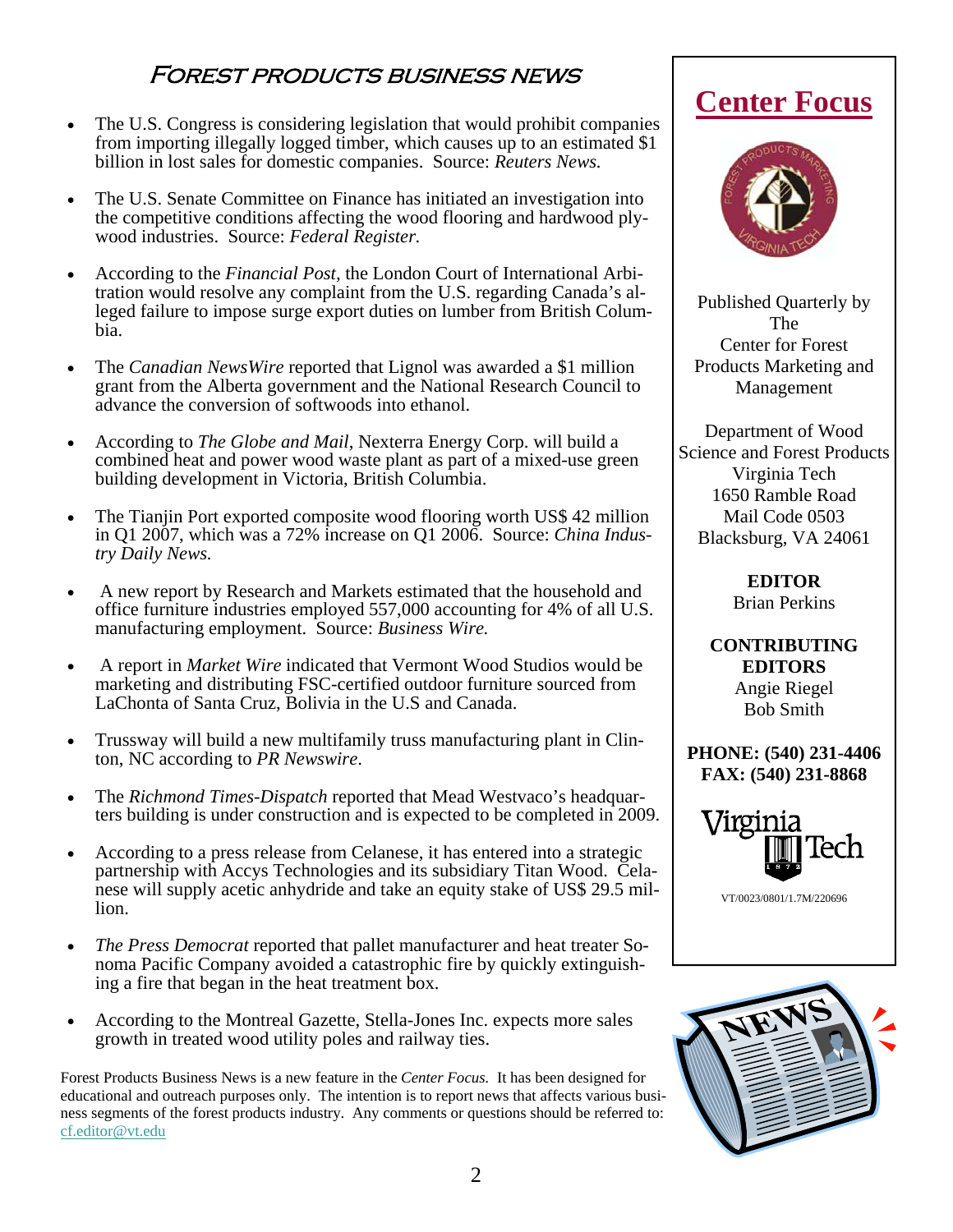## Forest Products Business News

- The U.S. Congress is considering legislation that would prohibit companies from importing illegally logged timber, which causes up to an estimated $1 billion in lost sales for domestic companies. Source: *Reuters News.*
- The U.S. Senate Committee on Finance has initiated an investigation into the competitive conditions affecting the wood flooring and hardwood plywood industries. Source: *Federal Register.*
- According to the *Financial Post*, the London Court of International Arbitration would resolve any complaint from the U.S. regarding Canada's alleged failure to impose surge export duties on lumber from British Columbia.
- The *Canadian NewsWire* reported that Lignol was awarded a $1 million grant from the Alberta government and the National Research Council to advance the conversion of softwoods into ethanol.
- According to *The Globe and Mail*, Nexterra Energy Corp. will build a combined heat and power wood waste plant as part of a mixed-use green building development in Victoria, British Columbia.
- The Tianjin Port exported composite wood flooring worth US$ 42 million in Q1 2007, which was a 72% increase on Q1 2006. Source: *China Industry Daily News.*
- A new report by Research and Markets estimated that the household and office furniture industries employed 557,000 accounting for 4% of all U.S. manufacturing employment. Source: *Business Wire.*
- A report in *Market Wire* indicated that Vermont Wood Studios would be marketing and distributing FSC-certified outdoor furniture sourced from LaChonta of Santa Cruz, Bolivia in the U.S and Canada.
- Trussway will build a new multifamily truss manufacturing plant in Clinton, NC according to *PR Newswire*.
- The *Richmond Times-Dispatch* reported that Mead Westvaco's headquarters building is under construction and is expected to be completed in 2009.
- According to a press release from Celanese, it has entered into a strategic partnership with Accys Technologies and its subsidiary Titan Wood. Celanese will supply acetic anhydride and take an equity stake of US$ 29.5 million.
- *The Press Democrat* reported that pallet manufacturer and heat treater Sonoma Pacific Company avoided a catastrophic fire by quickly extinguishing a fire that began in the heat treatment box.
- According to the Montreal Gazette, Stella-Jones Inc. expects more sales growth in treated wood utility poles and railway ties.

Forest Products Business News is a new feature in the *Center Focus.* It has been designed for educational and outreach purposes only. The intention is to report news that affects various business segments of the forest products industry. Any comments or questions should be referred to: cf.editor@vt.edu

## Center Focus

Published Quarterly by
The
Center for Forest Products Marketing and Management

Department of Wood Science and Forest Products
Virginia Tech
1650 Ramble Road
Mail Code 0503
Blacksburg, VA 24061

**EDITOR**
Brian Perkins

**CONTRIBUTING EDITORS**
Angie Riegel
Bob Smith

**PHONE: (540) 231-4406**
**FAX: (540) 231-8868**

Virginia Tech

VT/0023/0801/1.7M/220696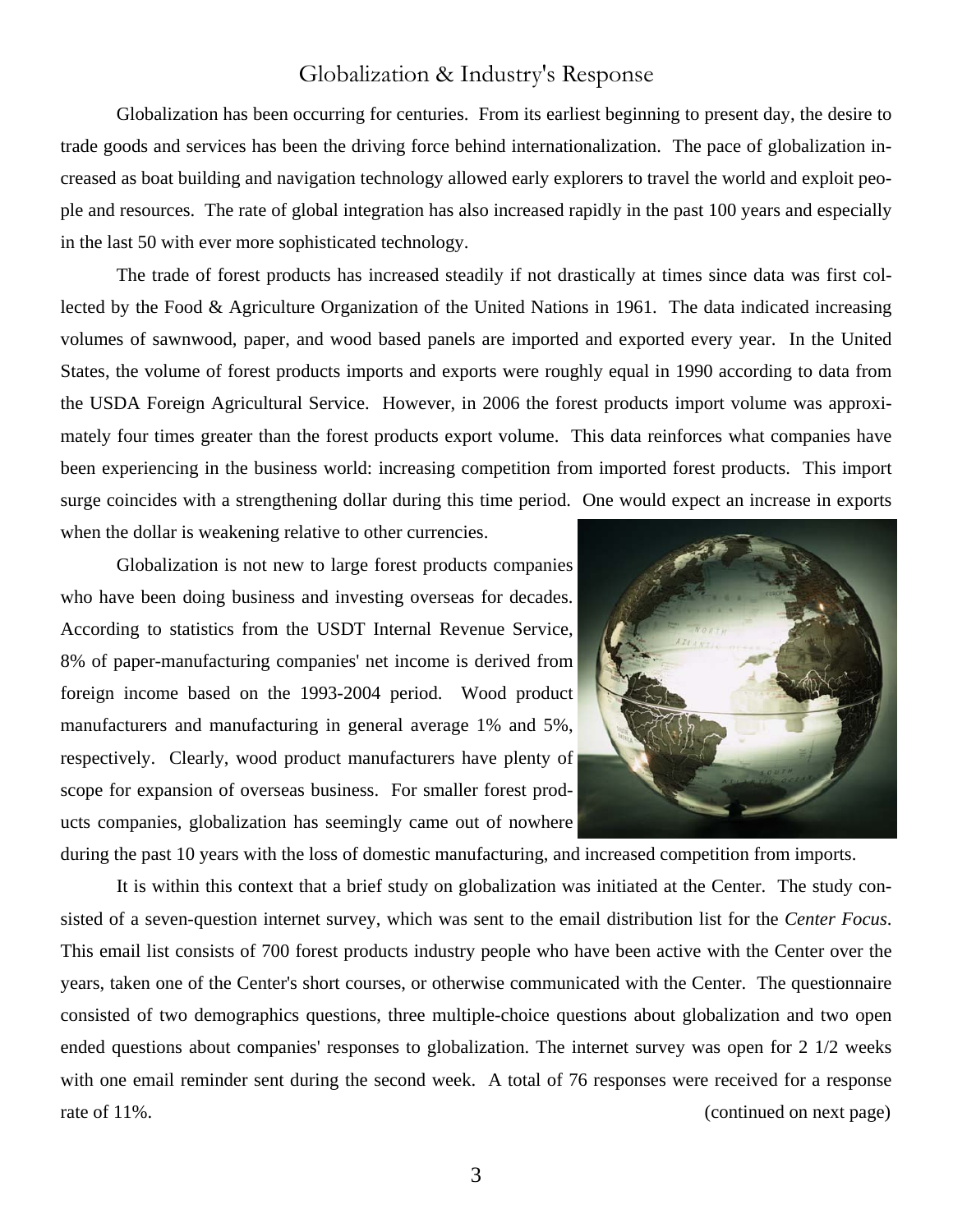## Globalization & Industry's Response

Globalization has been occurring for centuries. From its earliest beginning to present day, the desire to trade goods and services has been the driving force behind internationalization. The pace of globalization increased as boat building and navigation technology allowed early explorers to travel the world and exploit people and resources. The rate of global integration has also increased rapidly in the past 100 years and especially in the last 50 with ever more sophisticated technology.

The trade of forest products has increased steadily if not drastically at times since data was first collected by the Food & Agriculture Organization of the United Nations in 1961. The data indicated increasing volumes of sawnwood, paper, and wood based panels are imported and exported every year. In the United States, the volume of forest products imports and exports were roughly equal in 1990 according to data from the USDA Foreign Agricultural Service. However, in 2006 the forest products import volume was approximately four times greater than the forest products export volume. This data reinforces what companies have been experiencing in the business world: increasing competition from imported forest products. This import surge coincides with a strengthening dollar during this time period. One would expect an increase in exports when the dollar is weakening relative to other currencies.

Globalization is not new to large forest products companies who have been doing business and investing overseas for decades. According to statistics from the USDT Internal Revenue Service, 8% of paper-manufacturing companies' net income is derived from foreign income based on the 1993-2004 period. Wood product manufacturers and manufacturing in general average 1% and 5%, respectively. Clearly, wood product manufacturers have plenty of scope for expansion of overseas business. For smaller forest products companies, globalization has seemingly came out of nowhere during the past 10 years with the loss of domestic manufacturing, and increased competition from imports.

It is within this context that a brief study on globalization was initiated at the Center. The study consisted of a seven-question internet survey, which was sent to the email distribution list for the *Center Focus*. This email list consists of 700 forest products industry people who have been active with the Center over the years, taken one of the Center's short courses, or otherwise communicated with the Center. The questionnaire consisted of two demographics questions, three multiple-choice questions about globalization and two open ended questions about companies' responses to globalization. The internet survey was open for 2 1/2 weeks with one email reminder sent during the second week. A total of 76 responses were received for a response rate of 11%.

(continued on next page)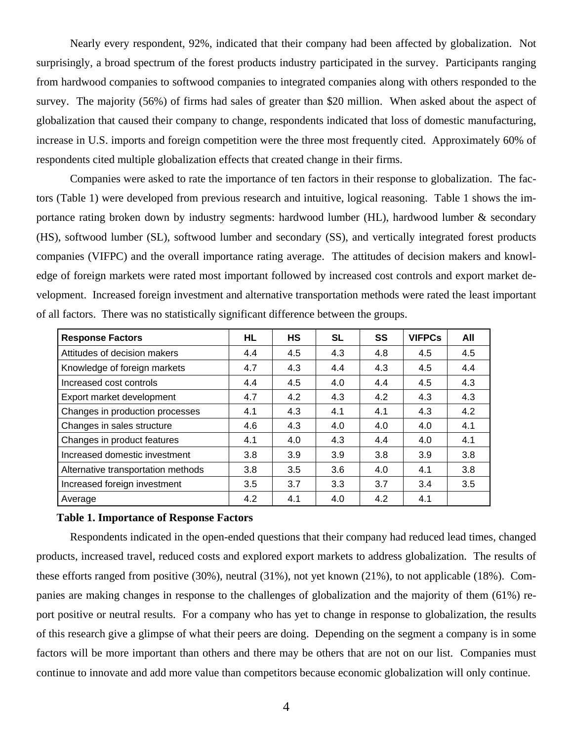Nearly every respondent, 92%, indicated that their company had been affected by globalization. Not surprisingly, a broad spectrum of the forest products industry participated in the survey. Participants ranging from hardwood companies to softwood companies to integrated companies along with others responded to the survey. The majority (56%) of firms had sales of greater than $20 million. When asked about the aspect of globalization that caused their company to change, respondents indicated that loss of domestic manufacturing, increase in U.S. imports and foreign competition were the three most frequently cited. Approximately 60% of respondents cited multiple globalization effects that created change in their firms.

Companies were asked to rate the importance of ten factors in their response to globalization. The factors (Table 1) were developed from previous research and intuitive, logical reasoning. Table 1 shows the importance rating broken down by industry segments: hardwood lumber (HL), hardwood lumber & secondary (HS), softwood lumber (SL), softwood lumber and secondary (SS), and vertically integrated forest products companies (VIFPC) and the overall importance rating average. The attitudes of decision makers and knowledge of foreign markets were rated most important followed by increased cost controls and export market development. Increased foreign investment and alternative transportation methods were rated the least important of all factors. There was no statistically significant difference between the groups.

| Response Factors | HL | HS | SL | SS | VIFPCs | All |
|---|---|---|---|---|---|---|
| Attitudes of decision makers | 4.4 | 4.5 | 4.3 | 4.8 | 4.5 | 4.5 |
| Knowledge of foreign markets | 4.7 | 4.3 | 4.4 | 4.3 | 4.5 | 4.4 |
| Increased cost controls | 4.4 | 4.5 | 4.0 | 4.4 | 4.5 | 4.3 |
| Export market development | 4.7 | 4.2 | 4.3 | 4.2 | 4.3 | 4.3 |
| Changes in production processes | 4.1 | 4.3 | 4.1 | 4.1 | 4.3 | 4.2 |
| Changes in sales structure | 4.6 | 4.3 | 4.0 | 4.0 | 4.0 | 4.1 |
| Changes in product features | 4.1 | 4.0 | 4.3 | 4.4 | 4.0 | 4.1 |
| Increased domestic investment | 3.8 | 3.9 | 3.9 | 3.8 | 3.9 | 3.8 |
| Alternative transportation methods | 3.8 | 3.5 | 3.6 | 4.0 | 4.1 | 3.8 |
| Increased foreign investment | 3.5 | 3.7 | 3.3 | 3.7 | 3.4 | 3.5 |
| Average | 4.2 | 4.1 | 4.0 | 4.2 | 4.1 | |

**Table 1. Importance of Response Factors**

Respondents indicated in the open-ended questions that their company had reduced lead times, changed products, increased travel, reduced costs and explored export markets to address globalization. The results of these efforts ranged from positive (30%), neutral (31%), not yet known (21%), to not applicable (18%). Companies are making changes in response to the challenges of globalization and the majority of them (61%) report positive or neutral results. For a company who has yet to change in response to globalization, the results of this research give a glimpse of what their peers are doing. Depending on the segment a company is in some factors will be more important than others and there may be others that are not on our list. Companies must continue to innovate and add more value than competitors because economic globalization will only continue.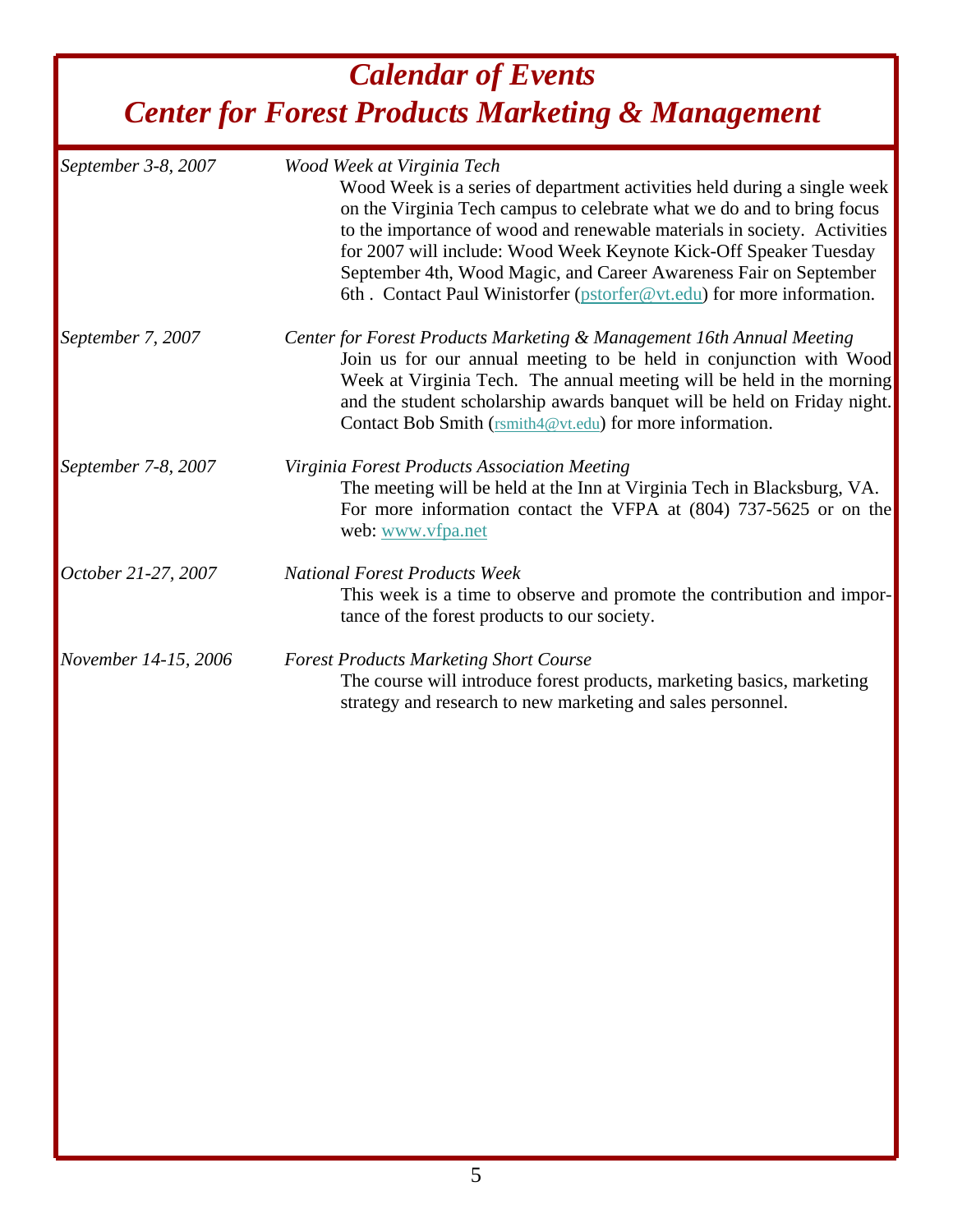# *Calendar of Events*
# *Center for Forest Products Marketing & Management*

*September 3-8, 2007* — *Wood Week at Virginia Tech*

Wood Week is a series of department activities held during a single week on the Virginia Tech campus to celebrate what we do and to bring focus to the importance of wood and renewable materials in society. Activities for 2007 will include: Wood Week Keynote Kick-Off Speaker Tuesday September 4th, Wood Magic, and Career Awareness Fair on September 6th . Contact Paul Winistorfer (pstorfer@vt.edu) for more information.

*September 7, 2007* — *Center for Forest Products Marketing & Management 16th Annual Meeting*

Join us for our annual meeting to be held in conjunction with Wood Week at Virginia Tech. The annual meeting will be held in the morning and the student scholarship awards banquet will be held on Friday night. Contact Bob Smith (rsmith4@vt.edu) for more information.

*September 7-8, 2007* — *Virginia Forest Products Association Meeting*

The meeting will be held at the Inn at Virginia Tech in Blacksburg, VA. For more information contact the VFPA at (804) 737-5625 or on the web: www.vfpa.net

*October 21-27, 2007* — *National Forest Products Week*

This week is a time to observe and promote the contribution and importance of the forest products to our society.

*November 14-15, 2006* — *Forest Products Marketing Short Course*

The course will introduce forest products, marketing basics, marketing strategy and research to new marketing and sales personnel.